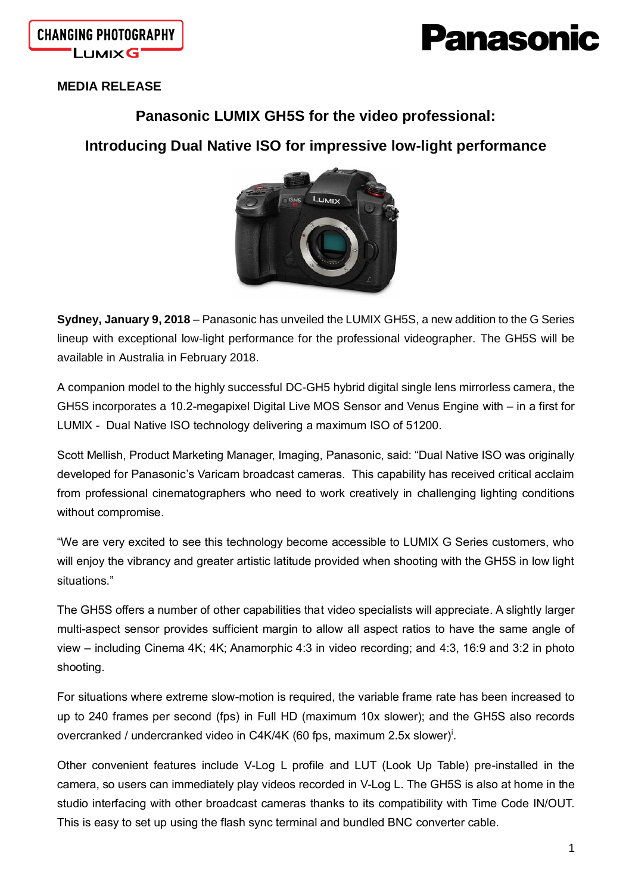**MEDIA RELEASE**

## Panasonic LUMIX GH5S for the video professional:

## Introducing Dual Native ISO for impressive low-light performance

**Sydney, January 9, 2018** – Panasonic has unveiled the LUMIX GH5S, a new addition to the G Series lineup with exceptional low-light performance for the professional videographer. The GH5S will be available in Australia in February 2018.

A companion model to the highly successful DC-GH5 hybrid digital single lens mirrorless camera, the GH5S incorporates a 10.2-megapixel Digital Live MOS Sensor and Venus Engine with – in a first for LUMIX - Dual Native ISO technology delivering a maximum ISO of 51200.

Scott Mellish, Product Marketing Manager, Imaging, Panasonic, said: “Dual Native ISO was originally developed for Panasonic’s Varicam broadcast cameras. This capability has received critical acclaim from professional cinematographers who need to work creatively in challenging lighting conditions without compromise.

“We are very excited to see this technology become accessible to LUMIX G Series customers, who will enjoy the vibrancy and greater artistic latitude provided when shooting with the GH5S in low light situations.”

The GH5S offers a number of other capabilities that video specialists will appreciate. A slightly larger multi-aspect sensor provides sufficient margin to allow all aspect ratios to have the same angle of view – including Cinema 4K; 4K; Anamorphic 4:3 in video recording; and 4:3, 16:9 and 3:2 in photo shooting.

For situations where extreme slow-motion is required, the variable frame rate has been increased to up to 240 frames per second (fps) in Full HD (maximum 10x slower); and the GH5S also records overcranked / undercranked video in C4K/4K (60 fps, maximum 2.5x slower)[i].

Other convenient features include V-Log L profile and LUT (Look Up Table) pre-installed in the camera, so users can immediately play videos recorded in V-Log L. The GH5S is also at home in the studio interfacing with other broadcast cameras thanks to its compatibility with Time Code IN/OUT. This is easy to set up using the flash sync terminal and bundled BNC converter cable.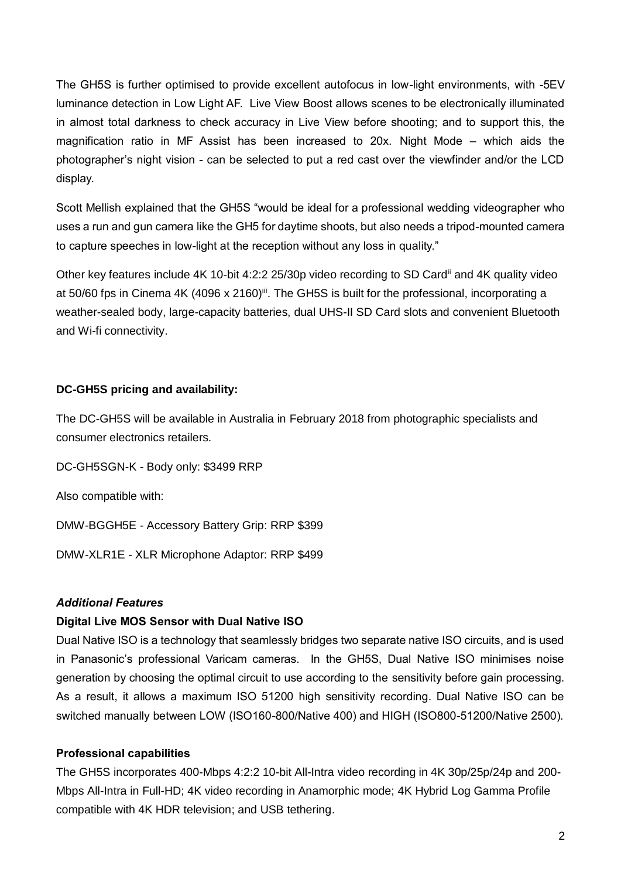The GH5S is further optimised to provide excellent autofocus in low-light environments, with -5EV luminance detection in Low Light AF. Live View Boost allows scenes to be electronically illuminated in almost total darkness to check accuracy in Live View before shooting; and to support this, the magnification ratio in MF Assist has been increased to 20x. Night Mode – which aids the photographer's night vision - can be selected to put a red cast over the viewfinder and/or the LCD display.

Scott Mellish explained that the GH5S "would be ideal for a professional wedding videographer who uses a run and gun camera like the GH5 for daytime shoots, but also needs a tripod-mounted camera to capture speeches in low-light at the reception without any loss in quality."

Other key features include 4K 10-bit 4:2:2 25/30p video recording to SD Card[ii] and 4K quality video at 50/60 fps in Cinema 4K (4096 x 2160)[iii]. The GH5S is built for the professional, incorporating a weather-sealed body, large-capacity batteries, dual UHS-II SD Card slots and convenient Bluetooth and Wi-fi connectivity.

**DC-GH5S pricing and availability:**

The DC-GH5S will be available in Australia in February 2018 from photographic specialists and consumer electronics retailers.

DC-GH5SGN-K - Body only: $3499 RRP

Also compatible with:

DMW-BGGH5E - Accessory Battery Grip: RRP $399

DMW-XLR1E - XLR Microphone Adaptor: RRP $499

***Additional Features***

**Digital Live MOS Sensor with Dual Native ISO**

Dual Native ISO is a technology that seamlessly bridges two separate native ISO circuits, and is used in Panasonic's professional Varicam cameras. In the GH5S, Dual Native ISO minimises noise generation by choosing the optimal circuit to use according to the sensitivity before gain processing. As a result, it allows a maximum ISO 51200 high sensitivity recording. Dual Native ISO can be switched manually between LOW (ISO160-800/Native 400) and HIGH (ISO800-51200/Native 2500).

**Professional capabilities**

The GH5S incorporates 400-Mbps 4:2:2 10-bit All-Intra video recording in 4K 30p/25p/24p and 200-Mbps All-Intra in Full-HD; 4K video recording in Anamorphic mode; 4K Hybrid Log Gamma Profile compatible with 4K HDR television; and USB tethering.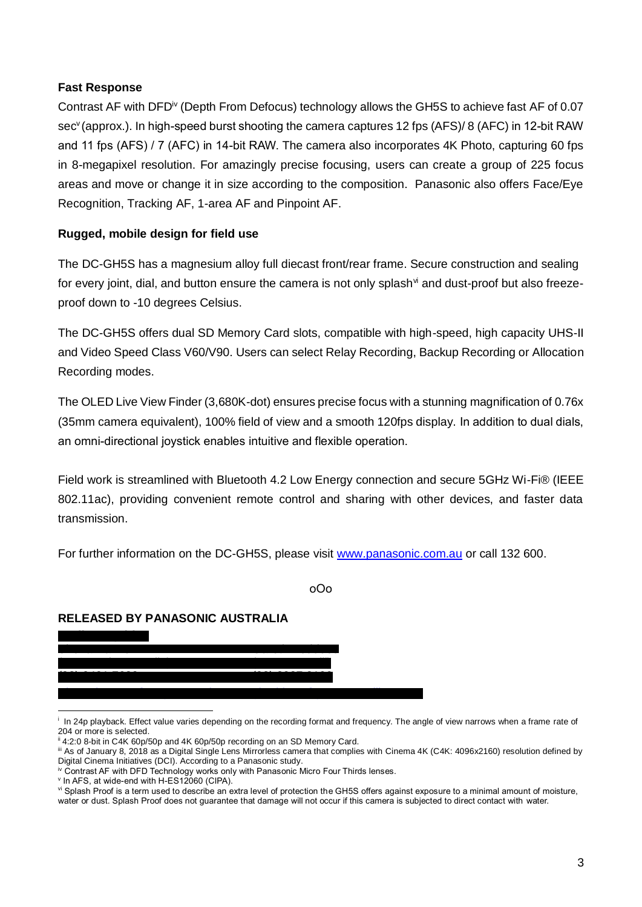**Fast Response**

Contrast AF with DFD[iv] (Depth From Defocus) technology allows the GH5S to achieve fast AF of 0.07 sec[v] (approx.). In high-speed burst shooting the camera captures 12 fps (AFS)/ 8 (AFC) in 12-bit RAW and 11 fps (AFS) / 7 (AFC) in 14-bit RAW. The camera also incorporates 4K Photo, capturing 60 fps in 8-megapixel resolution. For amazingly precise focusing, users can create a group of 225 focus areas and move or change it in size according to the composition. Panasonic also offers Face/Eye Recognition, Tracking AF, 1-area AF and Pinpoint AF.

**Rugged, mobile design for field use**

The DC-GH5S has a magnesium alloy full diecast front/rear frame. Secure construction and sealing for every joint, dial, and button ensure the camera is not only splash[vi] and dust-proof but also freeze-proof down to -10 degrees Celsius.

The DC-GH5S offers dual SD Memory Card slots, compatible with high-speed, high capacity UHS-II and Video Speed Class V60/V90. Users can select Relay Recording, Backup Recording or Allocation Recording modes.

The OLED Live View Finder (3,680K-dot) ensures precise focus with a stunning magnification of 0.76x (35mm camera equivalent), 100% field of view and a smooth 120fps display. In addition to dual dials, an omni-directional joystick enables intuitive and flexible operation.

Field work is streamlined with Bluetooth 4.2 Low Energy connection and secure 5GHz Wi-Fi® (IEEE 802.11ac), providing convenient remote control and sharing with other devices, and faster data transmission.

For further information on the DC-GH5S, please visit [www.panasonic.com.au](http://www.panasonic.com.au) or call 132 600.

oOo

**RELEASED BY PANASONIC AUSTRALIA**

---

[i] In 24p playback. Effect value varies depending on the recording format and frequency. The angle of view narrows when a frame rate of 204 or more is selected.

[ii] 4:2:0 8-bit in C4K 60p/50p and 4K 60p/50p recording on an SD Memory Card.

[iii] As of January 8, 2018 as a Digital Single Lens Mirrorless camera that complies with Cinema 4K (C4K: 4096x2160) resolution defined by Digital Cinema Initiatives (DCI). According to a Panasonic study.

[iv] Contrast AF with DFD Technology works only with Panasonic Micro Four Thirds lenses.

[v] In AFS, at wide-end with H-ES12060 (CIPA).

[vi] Splash Proof is a term used to describe an extra level of protection the GH5S offers against exposure to a minimal amount of moisture, water or dust. Splash Proof does not guarantee that damage will not occur if this camera is subjected to direct contact with water.